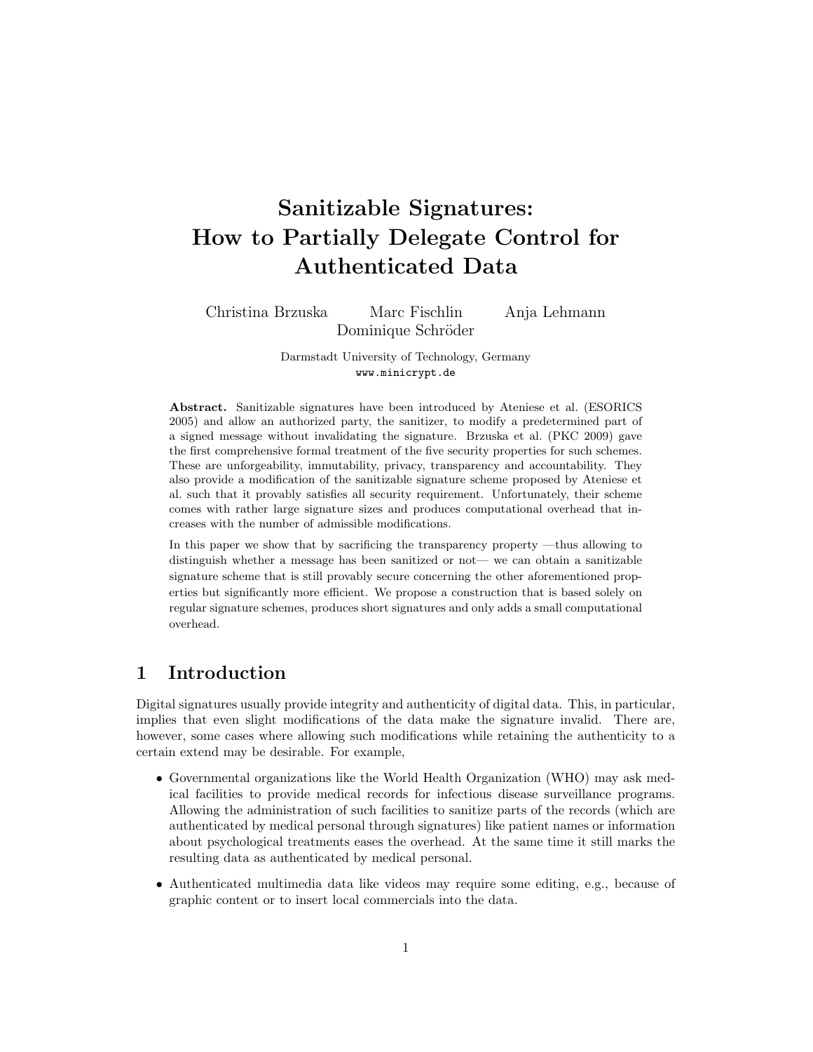# Sanitizable Signatures: How to Partially Delegate Control for Authenticated Data

Christina Brzuska Marc Fischlin Anja Lehmann
Dominique Schröder

Darmstadt University of Technology, Germany
www.minicrypt.de

**Abstract.** Sanitizable signatures have been introduced by Ateniese et al. (ESORICS 2005) and allow an authorized party, the sanitizer, to modify a predetermined part of a signed message without invalidating the signature. Brzuska et al. (PKC 2009) gave the first comprehensive formal treatment of the five security properties for such schemes. These are unforgeability, immutability, privacy, transparency and accountability. They also provide a modification of the sanitizable signature scheme proposed by Ateniese et al. such that it provably satisfies all security requirement. Unfortunately, their scheme comes with rather large signature sizes and produces computational overhead that increases with the number of admissible modifications.

In this paper we show that by sacrificing the transparency property —thus allowing to distinguish whether a message has been sanitized or not— we can obtain a sanitizable signature scheme that is still provably secure concerning the other aforementioned properties but significantly more efficient. We propose a construction that is based solely on regular signature schemes, produces short signatures and only adds a small computational overhead.

## 1 Introduction

Digital signatures usually provide integrity and authenticity of digital data. This, in particular, implies that even slight modifications of the data make the signature invalid. There are, however, some cases where allowing such modifications while retaining the authenticity to a certain extend may be desirable. For example,

- Governmental organizations like the World Health Organization (WHO) may ask medical facilities to provide medical records for infectious disease surveillance programs. Allowing the administration of such facilities to sanitize parts of the records (which are authenticated by medical personal through signatures) like patient names or information about psychological treatments eases the overhead. At the same time it still marks the resulting data as authenticated by medical personal.
- Authenticated multimedia data like videos may require some editing, e.g., because of graphic content or to insert local commercials into the data.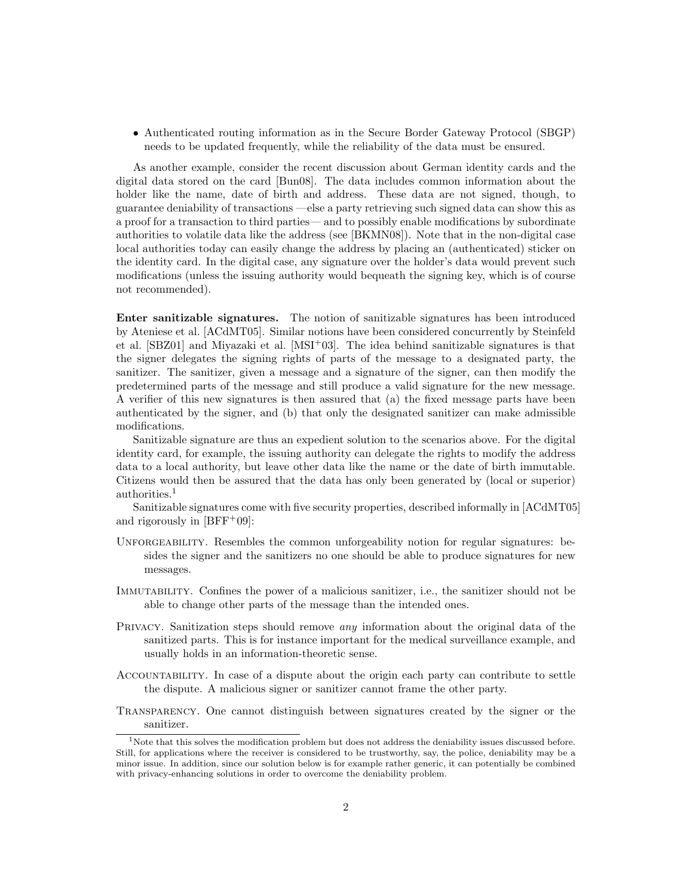- Authenticated routing information as in the Secure Border Gateway Protocol (SBGP) needs to be updated frequently, while the reliability of the data must be ensured.

As another example, consider the recent discussion about German identity cards and the digital data stored on the card [Bun08]. The data includes common information about the holder like the name, date of birth and address. These data are not signed, though, to guarantee deniability of transactions —else a party retrieving such signed data can show this as a proof for a transaction to third parties— and to possibly enable modifications by subordinate authorities to volatile data like the address (see [BKMN08]). Note that in the non-digital case local authorities today can easily change the address by placing an (authenticated) sticker on the identity card. In the digital case, any signature over the holder's data would prevent such modifications (unless the issuing authority would bequeath the signing key, which is of course not recommended).

**Enter sanitizable signatures.** The notion of sanitizable signatures has been introduced by Ateniese et al. [ACdMT05]. Similar notions have been considered concurrently by Steinfeld et al. [SBZ01] and Miyazaki et al. [MSI+03]. The idea behind sanitizable signatures is that the signer delegates the signing rights of parts of the message to a designated party, the sanitizer. The sanitizer, given a message and a signature of the signer, can then modify the predetermined parts of the message and still produce a valid signature for the new message. A verifier of this new signatures is then assured that (a) the fixed message parts have been authenticated by the signer, and (b) that only the designated sanitizer can make admissible modifications.

Sanitizable signature are thus an expedient solution to the scenarios above. For the digital identity card, for example, the issuing authority can delegate the rights to modify the address data to a local authority, but leave other data like the name or the date of birth immutable. Citizens would then be assured that the data has only been generated by (local or superior) authorities.[1]

Sanitizable signatures come with five security properties, described informally in [ACdMT05] and rigorously in [BFF+09]:

UNFORGEABILITY. Resembles the common unforgeability notion for regular signatures: besides the signer and the sanitizers no one should be able to produce signatures for new messages.

IMMUTABILITY. Confines the power of a malicious sanitizer, i.e., the sanitizer should not be able to change other parts of the message than the intended ones.

PRIVACY. Sanitization steps should remove *any* information about the original data of the sanitized parts. This is for instance important for the medical surveillance example, and usually holds in an information-theoretic sense.

ACCOUNTABILITY. In case of a dispute about the origin each party can contribute to settle the dispute. A malicious signer or sanitizer cannot frame the other party.

TRANSPARENCY. One cannot distinguish between signatures created by the signer or the sanitizer.

[1] Note that this solves the modification problem but does not address the deniability issues discussed before. Still, for applications where the receiver is considered to be trustworthy, say, the police, deniability may be a minor issue. In addition, since our solution below is for example rather generic, it can potentially be combined with privacy-enhancing solutions in order to overcome the deniability problem.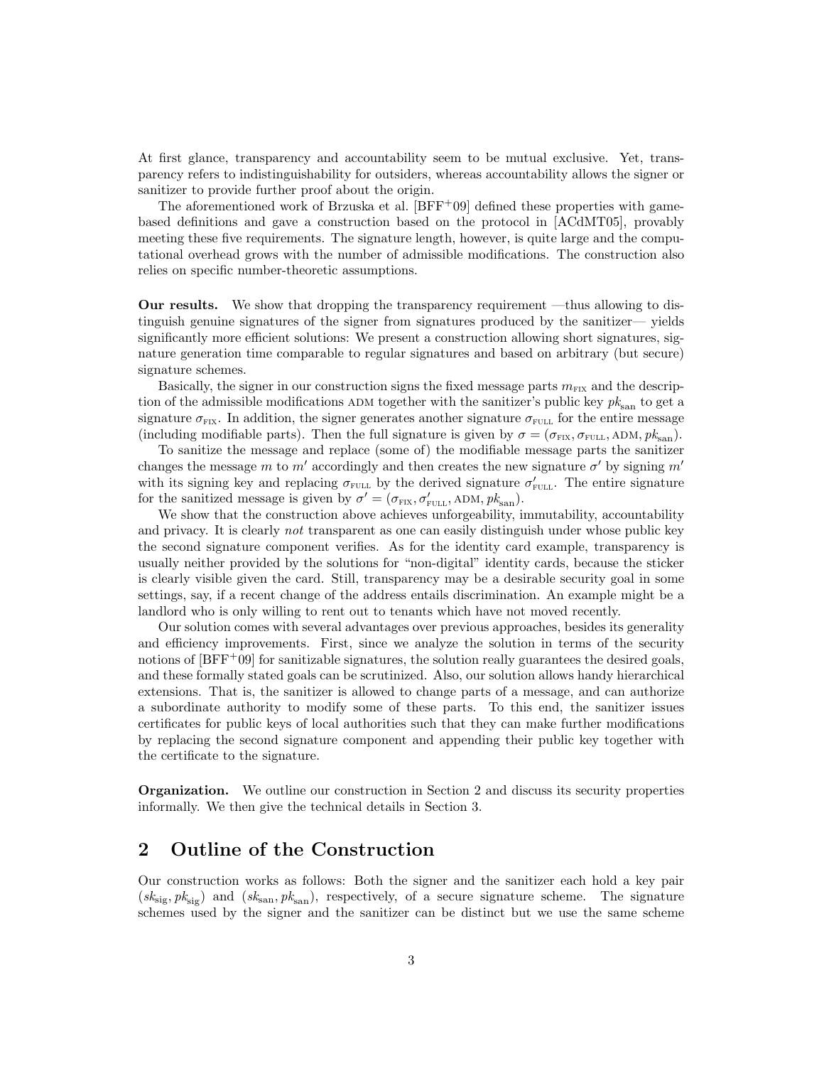At first glance, transparency and accountability seem to be mutual exclusive. Yet, transparency refers to indistinguishability for outsiders, whereas accountability allows the signer or sanitizer to provide further proof about the origin.

The aforementioned work of Brzuska et al. [BFF+09] defined these properties with game-based definitions and gave a construction based on the protocol in [ACdMT05], provably meeting these five requirements. The signature length, however, is quite large and the computational overhead grows with the number of admissible modifications. The construction also relies on specific number-theoretic assumptions.

**Our results.** We show that dropping the transparency requirement —thus allowing to distinguish genuine signatures of the signer from signatures produced by the sanitizer— yields significantly more efficient solutions: We present a construction allowing short signatures, signature generation time comparable to regular signatures and based on arbitrary (but secure) signature schemes.

Basically, the signer in our construction signs the fixed message parts $m_{\text{FIX}}$ and the description of the admissible modifications ADM together with the sanitizer's public key $pk_{\text{san}}$ to get a signature $\sigma_{\text{FIX}}$. In addition, the signer generates another signature $\sigma_{\text{FULL}}$ for the entire message (including modifiable parts). Then the full signature is given by $\sigma = (\sigma_{\text{FIX}}, \sigma_{\text{FULL}}, \text{ADM}, pk_{\text{san}})$.

To sanitize the message and replace (some of) the modifiable message parts the sanitizer changes the message $m$ to $m'$ accordingly and then creates the new signature $\sigma'$ by signing $m'$ with its signing key and replacing $\sigma_{\text{FULL}}$ by the derived signature $\sigma'_{\text{FULL}}$. The entire signature for the sanitized message is given by $\sigma' = (\sigma_{\text{FIX}}, \sigma'_{\text{FULL}}, \text{ADM}, pk_{\text{san}})$.

We show that the construction above achieves unforgeability, immutability, accountability and privacy. It is clearly *not* transparent as one can easily distinguish under whose public key the second signature component verifies. As for the identity card example, transparency is usually neither provided by the solutions for "non-digital" identity cards, because the sticker is clearly visible given the card. Still, transparency may be a desirable security goal in some settings, say, if a recent change of the address entails discrimination. An example might be a landlord who is only willing to rent out to tenants which have not moved recently.

Our solution comes with several advantages over previous approaches, besides its generality and efficiency improvements. First, since we analyze the solution in terms of the security notions of [BFF+09] for sanitizable signatures, the solution really guarantees the desired goals, and these formally stated goals can be scrutinized. Also, our solution allows handy hierarchical extensions. That is, the sanitizer is allowed to change parts of a message, and can authorize a subordinate authority to modify some of these parts. To this end, the sanitizer issues certificates for public keys of local authorities such that they can make further modifications by replacing the second signature component and appending their public key together with the certificate to the signature.

**Organization.** We outline our construction in Section 2 and discuss its security properties informally. We then give the technical details in Section 3.

## 2 Outline of the Construction

Our construction works as follows: Both the signer and the sanitizer each hold a key pair $(sk_{\text{sig}}, pk_{\text{sig}})$ and $(sk_{\text{san}}, pk_{\text{san}})$, respectively, of a secure signature scheme. The signature schemes used by the signer and the sanitizer can be distinct but we use the same scheme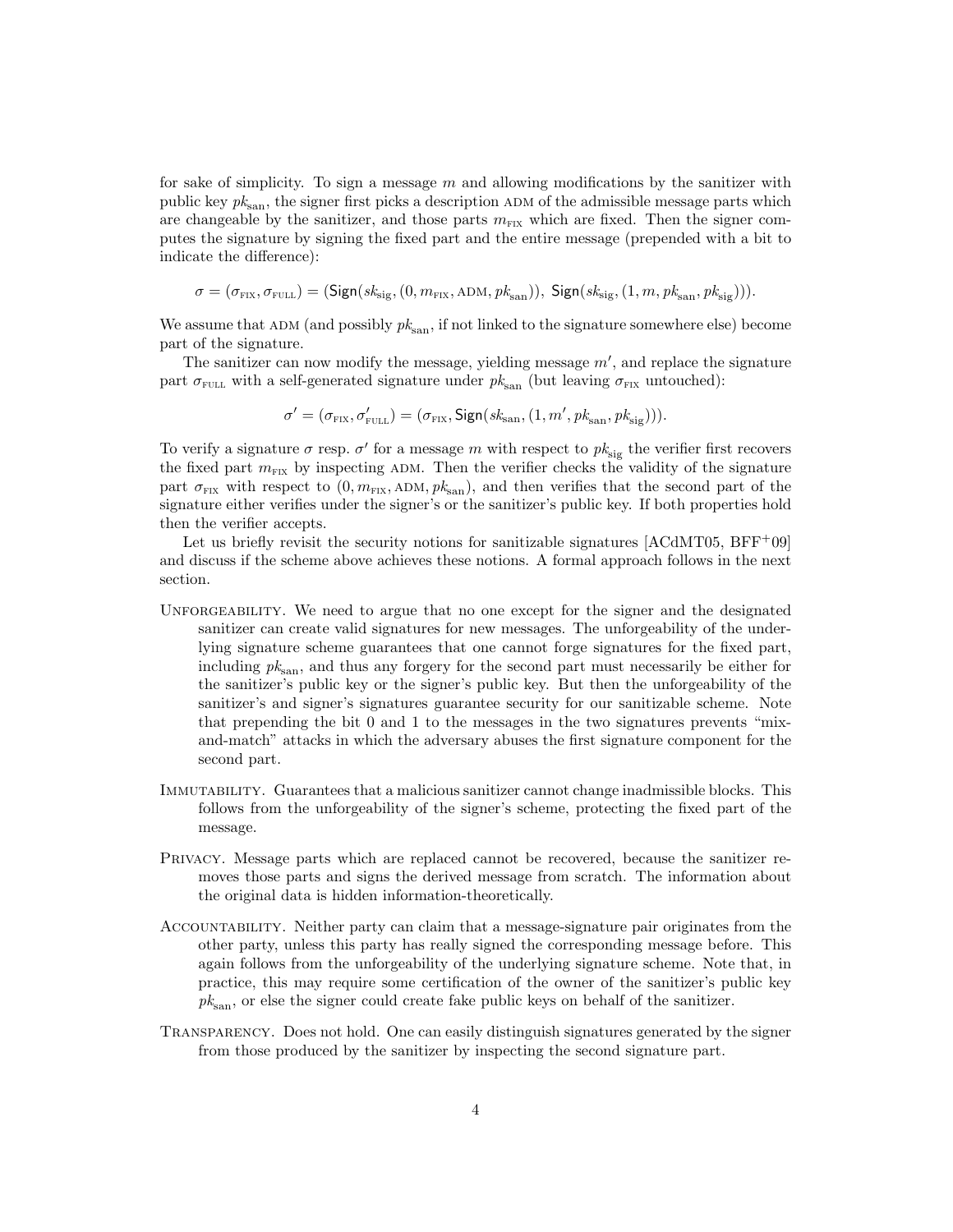for sake of simplicity. To sign a message $m$ and allowing modifications by the sanitizer with public key $pk_{\text{san}}$, the signer first picks a description ADM of the admissible message parts which are changeable by the sanitizer, and those parts $m_{\text{FIX}}$ which are fixed. Then the signer computes the signature by signing the fixed part and the entire message (prepended with a bit to indicate the difference):

$$\sigma = (\sigma_{\text{FIX}}, \sigma_{\text{FULL}}) = (\mathsf{Sign}(sk_{\text{sig}}, (0, m_{\text{FIX}}, \text{ADM}, pk_{\text{san}})),\ \mathsf{Sign}(sk_{\text{sig}}, (1, m, pk_{\text{san}}, pk_{\text{sig}}))).$$

We assume that ADM (and possibly $pk_{\text{san}}$, if not linked to the signature somewhere else) become part of the signature.

The sanitizer can now modify the message, yielding message $m'$, and replace the signature part $\sigma_{\text{FULL}}$ with a self-generated signature under $pk_{\text{san}}$ (but leaving $\sigma_{\text{FIX}}$ untouched):

$$\sigma' = (\sigma_{\text{FIX}}, \sigma'_{\text{FULL}}) = (\sigma_{\text{FIX}}, \mathsf{Sign}(sk_{\text{san}}, (1, m', pk_{\text{san}}, pk_{\text{sig}}))).$$

To verify a signature $\sigma$ resp. $\sigma'$ for a message $m$ with respect to $pk_{\text{sig}}$ the verifier first recovers the fixed part $m_{\text{FIX}}$ by inspecting ADM. Then the verifier checks the validity of the signature part $\sigma_{\text{FIX}}$ with respect to $(0, m_{\text{FIX}}, \text{ADM}, pk_{\text{san}})$, and then verifies that the second part of the signature either verifies under the signer's or the sanitizer's public key. If both properties hold then the verifier accepts.

Let us briefly revisit the security notions for sanitizable signatures [ACdMT05, BFF+09] and discuss if the scheme above achieves these notions. A formal approach follows in the next section.

UNFORGEABILITY. We need to argue that no one except for the signer and the designated sanitizer can create valid signatures for new messages. The unforgeability of the underlying signature scheme guarantees that one cannot forge signatures for the fixed part, including $pk_{\text{san}}$, and thus any forgery for the second part must necessarily be either for the sanitizer's public key or the signer's public key. But then the unforgeability of the sanitizer's and signer's signatures guarantee security for our sanitizable scheme. Note that prepending the bit 0 and 1 to the messages in the two signatures prevents "mix-and-match" attacks in which the adversary abuses the first signature component for the second part.

IMMUTABILITY. Guarantees that a malicious sanitizer cannot change inadmissible blocks. This follows from the unforgeability of the signer's scheme, protecting the fixed part of the message.

PRIVACY. Message parts which are replaced cannot be recovered, because the sanitizer removes those parts and signs the derived message from scratch. The information about the original data is hidden information-theoretically.

ACCOUNTABILITY. Neither party can claim that a message-signature pair originates from the other party, unless this party has really signed the corresponding message before. This again follows from the unforgeability of the underlying signature scheme. Note that, in practice, this may require some certification of the owner of the sanitizer's public key $pk_{\text{san}}$, or else the signer could create fake public keys on behalf of the sanitizer.

TRANSPARENCY. Does not hold. One can easily distinguish signatures generated by the signer from those produced by the sanitizer by inspecting the second signature part.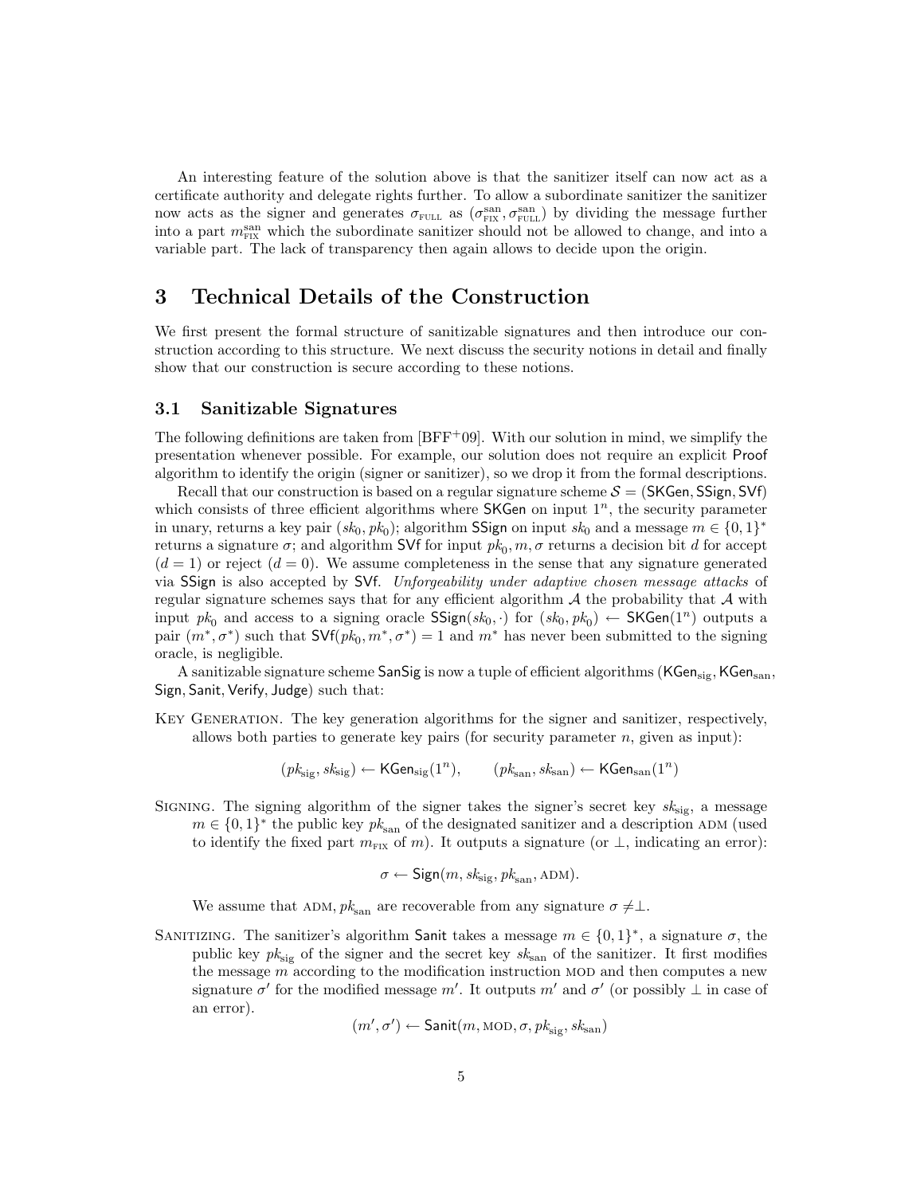An interesting feature of the solution above is that the sanitizer itself can now act as a certificate authority and delegate rights further. To allow a subordinate sanitizer the sanitizer now acts as the signer and generates $\sigma_{\text{FULL}}$ as $(\sigma^{\text{san}}_{\text{FIX}}, \sigma^{\text{san}}_{\text{FULL}})$ by dividing the message further into a part $m^{\text{san}}_{\text{FIX}}$ which the subordinate sanitizer should not be allowed to change, and into a variable part. The lack of transparency then again allows to decide upon the origin.

## 3 Technical Details of the Construction

We first present the formal structure of sanitizable signatures and then introduce our construction according to this structure. We next discuss the security notions in detail and finally show that our construction is secure according to these notions.

### 3.1 Sanitizable Signatures

The following definitions are taken from [BFF+09]. With our solution in mind, we simplify the presentation whenever possible. For example, our solution does not require an explicit Proof algorithm to identify the origin (signer or sanitizer), so we drop it from the formal descriptions.

Recall that our construction is based on a regular signature scheme $\mathcal{S} = (\mathsf{SKGen}, \mathsf{SSign}, \mathsf{SVf})$ which consists of three efficient algorithms where SKGen on input $1^n$, the security parameter in unary, returns a key pair $(sk_0, pk_0)$; algorithm SSign on input $sk_0$ and a message $m \in \{0,1\}^*$ returns a signature $\sigma$; and algorithm SVf for input $pk_0, m, \sigma$ returns a decision bit $d$ for accept $(d = 1)$ or reject $(d = 0)$. We assume completeness in the sense that any signature generated via SSign is also accepted by SVf. *Unforgeability under adaptive chosen message attacks* of regular signature schemes says that for any efficient algorithm $\mathcal{A}$ the probability that $\mathcal{A}$ with input $pk_0$ and access to a signing oracle $\mathsf{SSign}(sk_0, \cdot)$ for $(sk_0, pk_0) \leftarrow \mathsf{SKGen}(1^n)$ outputs a pair $(m^*, \sigma^*)$ such that $\mathsf{SVf}(pk_0, m^*, \sigma^*) = 1$ and $m^*$ has never been submitted to the signing oracle, is negligible.

A sanitizable signature scheme SanSig is now a tuple of efficient algorithms $(\mathsf{KGen}_{\text{sig}}, \mathsf{KGen}_{\text{san}}, \mathsf{Sign}, \mathsf{Sanit}, \mathsf{Verify}, \mathsf{Judge})$ such that:

Key Generation. The key generation algorithms for the signer and sanitizer, respectively, allows both parties to generate key pairs (for security parameter $n$, given as input):

$$(pk_{\text{sig}}, sk_{\text{sig}}) \leftarrow \mathsf{KGen}_{\text{sig}}(1^n), \qquad (pk_{\text{san}}, sk_{\text{san}}) \leftarrow \mathsf{KGen}_{\text{san}}(1^n)$$

Signing. The signing algorithm of the signer takes the signer's secret key $sk_{\text{sig}}$, a message $m \in \{0,1\}^*$ the public key $pk_{\text{san}}$ of the designated sanitizer and a description ADM (used to identify the fixed part $m_{\text{FIX}}$ of $m$). It outputs a signature (or $\perp$, indicating an error):

$$\sigma \leftarrow \mathsf{Sign}(m, sk_{\text{sig}}, pk_{\text{san}}, \text{ADM}).$$

We assume that ADM, $pk_{\text{san}}$ are recoverable from any signature $\sigma \neq \perp$.

Sanitizing. The sanitizer's algorithm Sanit takes a message $m \in \{0,1\}^*$, a signature $\sigma$, the public key $pk_{\text{sig}}$ of the signer and the secret key $sk_{\text{san}}$ of the sanitizer. It first modifies the message $m$ according to the modification instruction MOD and then computes a new signature $\sigma'$ for the modified message $m'$. It outputs $m'$ and $\sigma'$ (or possibly $\perp$ in case of an error).

$$(m', \sigma') \leftarrow \mathsf{Sanit}(m, \text{MOD}, \sigma, pk_{\text{sig}}, sk_{\text{san}})$$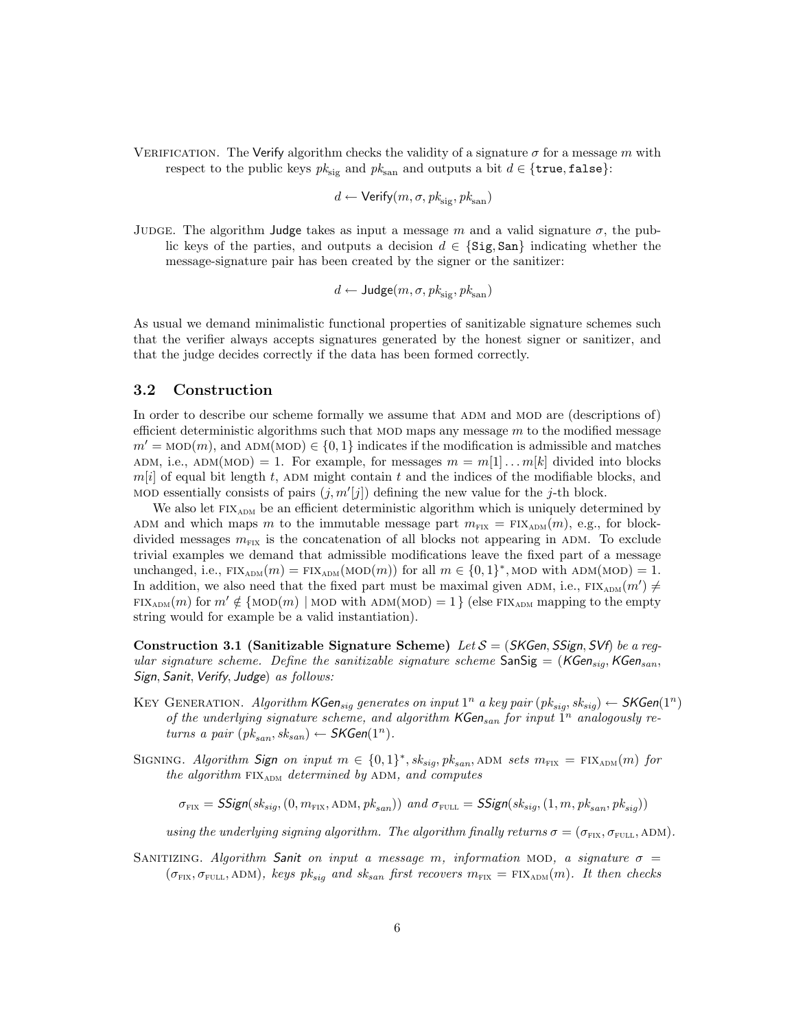Verification. The Verify algorithm checks the validity of a signature $\sigma$ for a message $m$ with respect to the public keys $pk_{\text{sig}}$ and $pk_{\text{san}}$ and outputs a bit $d \in \{\texttt{true}, \texttt{false}\}$:

$$d \leftarrow \mathsf{Verify}(m, \sigma, pk_{\text{sig}}, pk_{\text{san}})$$

Judge. The algorithm Judge takes as input a message $m$ and a valid signature $\sigma$, the public keys of the parties, and outputs a decision $d \in \{\texttt{Sig}, \texttt{San}\}$ indicating whether the message-signature pair has been created by the signer or the sanitizer:

$$d \leftarrow \mathsf{Judge}(m, \sigma, pk_{\text{sig}}, pk_{\text{san}})$$

As usual we demand minimalistic functional properties of sanitizable signature schemes such that the verifier always accepts signatures generated by the honest signer or sanitizer, and that the judge decides correctly if the data has been formed correctly.

### 3.2 Construction

In order to describe our scheme formally we assume that ADM and MOD are (descriptions of) efficient deterministic algorithms such that MOD maps any message $m$ to the modified message $m' = \text{MOD}(m)$, and $\text{ADM}(\text{MOD}) \in \{0, 1\}$ indicates if the modification is admissible and matches ADM, i.e., $\text{ADM}(\text{MOD}) = 1$. For example, for messages $m = m[1] \dots m[k]$ divided into blocks $m[i]$ of equal bit length $t$, ADM might contain $t$ and the indices of the modifiable blocks, and MOD essentially consists of pairs $(j, m'[j])$ defining the new value for the $j$-th block.

We also let $\text{FIX}_{\text{ADM}}$ be an efficient deterministic algorithm which is uniquely determined by ADM and which maps $m$ to the immutable message part $m_{\text{FIX}} = \text{FIX}_{\text{ADM}}(m)$, e.g., for block-divided messages $m_{\text{FIX}}$ is the concatenation of all blocks not appearing in ADM. To exclude trivial examples we demand that admissible modifications leave the fixed part of a message unchanged, i.e., $\text{FIX}_{\text{ADM}}(m) = \text{FIX}_{\text{ADM}}(\text{MOD}(m))$ for all $m \in \{0, 1\}^*$, MOD with $\text{ADM}(\text{MOD}) = 1$. In addition, we also need that the fixed part must be maximal given ADM, i.e., $\text{FIX}_{\text{ADM}}(m') \neq \text{FIX}_{\text{ADM}}(m)$ for $m' \notin \{\text{MOD}(m) \mid \text{MOD with ADM(MOD)} = 1\}$ (else $\text{FIX}_{\text{ADM}}$ mapping to the empty string would for example be a valid instantiation).

**Construction 3.1 (Sanitizable Signature Scheme)** *Let $\mathcal{S} = (\mathit{SKGen}, \mathit{SSign}, \mathit{SVf})$ be a regular signature scheme. Define the sanitizable signature scheme $\mathsf{SanSig} = (\mathit{KGen}_{sig}, \mathit{KGen}_{san}, \mathit{Sign}, \mathit{Sanit}, \mathit{Verify}, \mathit{Judge})$ as follows:*

Key Generation. *Algorithm $\mathit{KGen}_{sig}$ generates on input $1^n$ a key pair $(pk_{sig}, sk_{sig}) \leftarrow \mathit{SKGen}(1^n)$ of the underlying signature scheme, and algorithm $\mathit{KGen}_{san}$ for input $1^n$ analogously returns a pair $(pk_{san}, sk_{san}) \leftarrow \mathit{SKGen}(1^n)$.*

Signing. *Algorithm $\mathit{Sign}$ on input $m \in \{0, 1\}^*, sk_{sig}, pk_{san}, \text{ADM}$ sets $m_{\text{FIX}} = \text{FIX}_{\text{ADM}}(m)$ for the algorithm $\text{FIX}_{\text{ADM}}$ determined by ADM, and computes*

$$\sigma_{\text{FIX}} = \mathit{SSign}(sk_{sig}, (0, m_{\text{FIX}}, \text{ADM}, pk_{san})) \text{ and } \sigma_{\text{FULL}} = \mathit{SSign}(sk_{sig}, (1, m, pk_{san}, pk_{sig}))$$

*using the underlying signing algorithm. The algorithm finally returns $\sigma = (\sigma_{\text{FIX}}, \sigma_{\text{FULL}}, \text{ADM})$.*

Sanitizing. *Algorithm $\mathit{Sanit}$ on input a message $m$, information MOD, a signature $\sigma = (\sigma_{\text{FIX}}, \sigma_{\text{FULL}}, \text{ADM})$, keys $pk_{sig}$ and $sk_{san}$ first recovers $m_{\text{FIX}} = \text{FIX}_{\text{ADM}}(m)$. It then checks*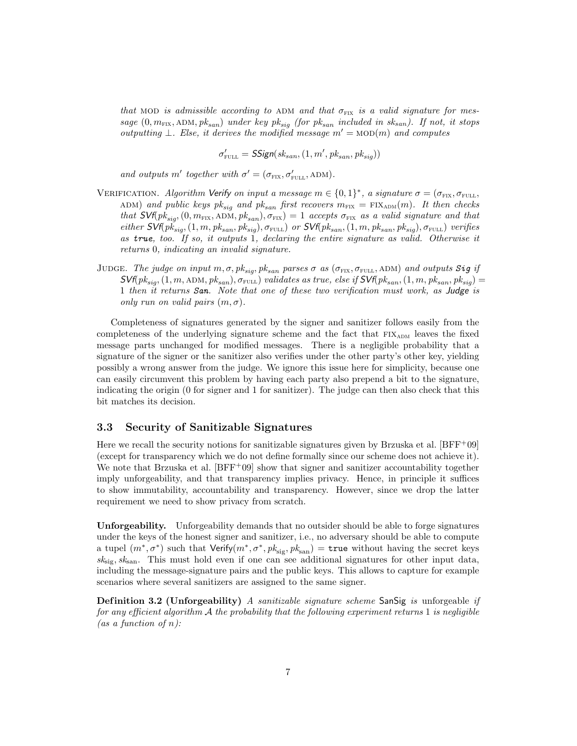*that* MOD *is admissible according to* ADM *and that* $\sigma_{\text{FIX}}$ *is a valid signature for message* $(0, m_{\text{FIX}}, \text{ADM}, pk_{san})$ *under key* $pk_{sig}$ *(for* $pk_{san}$ *included in* $sk_{san}$*). If not, it stops outputting* $\perp$*. Else, it derives the modified message* $m' = \text{MOD}(m)$ *and computes*

$$\sigma'_{\text{FULL}} = \mathit{SSign}(sk_{san}, (1, m', pk_{san}, pk_{sig}))$$

*and outputs* $m'$ *together with* $\sigma' = (\sigma_{\text{FIX}}, \sigma'_{\text{FULL}}, \text{ADM})$.

VERIFICATION. *Algorithm* **Verify** *on input a message* $m \in \{0,1\}^*$*, a signature* $\sigma = (\sigma_{\text{FIX}}, \sigma_{\text{FULL}}, \text{ADM})$ *and public keys* $pk_{sig}$ *and* $pk_{san}$ *first recovers* $m_{\text{FIX}} = \text{FIX}_{\text{ADM}}(m)$*. It then checks that* $\mathit{SVf}(pk_{sig}, (0, m_{\text{FIX}}, \text{ADM}, pk_{san}), \sigma_{\text{FIX}}) = 1$ *accepts* $\sigma_{\text{FIX}}$ *as a valid signature and that either* $\mathit{SVf}(pk_{sig}, (1, m, pk_{san}, pk_{sig}), \sigma_{\text{FULL}})$ *or* $\mathit{SVf}(pk_{san}, (1, m, pk_{san}, pk_{sig}), \sigma_{\text{FULL}})$ *verifies as* ***true****, too. If so, it outputs* 1*, declaring the entire signature as valid. Otherwise it returns* 0*, indicating an invalid signature.*

JUDGE. *The judge on input* $m, \sigma, pk_{sig}, pk_{san}$ *parses* $\sigma$ *as* $(\sigma_{\text{FIX}}, \sigma_{\text{FULL}}, \text{ADM})$ *and outputs* ***Sig*** *if* $\mathit{SVf}(pk_{sig}, (1, m, \text{ADM}, pk_{san}), \sigma_{\text{FULL}})$ *validates as true, else if* $\mathit{SVf}(pk_{san}, (1, m, pk_{san}, pk_{sig}) = 1$ *then it returns* ***San****. Note that one of these two verification must work, as* **Judge** *is only run on valid pairs* $(m, \sigma)$*.*

Completeness of signatures generated by the signer and sanitizer follows easily from the completeness of the underlying signature scheme and the fact that $\text{FIX}_{\text{ADM}}$ leaves the fixed message parts unchanged for modified messages. There is a negligible probability that a signature of the signer or the sanitizer also verifies under the other party's other key, yielding possibly a wrong answer from the judge. We ignore this issue here for simplicity, because one can easily circumvent this problem by having each party also prepend a bit to the signature, indicating the origin (0 for signer and 1 for sanitizer). The judge can then also check that this bit matches its decision.

### 3.3 Security of Sanitizable Signatures

Here we recall the security notions for sanitizable signatures given by Brzuska et al. [BFF+09] (except for transparency which we do not define formally since our scheme does not achieve it). We note that Brzuska et al. [BFF+09] show that signer and sanitizer accountability together imply unforgeability, and that transparency implies privacy. Hence, in principle it suffices to show immutability, accountability and transparency. However, since we drop the latter requirement we need to show privacy from scratch.

**Unforgeability.** Unforgeability demands that no outsider should be able to forge signatures under the keys of the honest signer and sanitizer, i.e., no adversary should be able to compute a tupel $(m^*, \sigma^*)$ such that $\mathsf{Verify}(m^*, \sigma^*, pk_{\text{sig}}, pk_{\text{san}}) = \texttt{true}$ without having the secret keys $sk_{\text{sig}}, sk_{\text{san}}$. This must hold even if one can see additional signatures for other input data, including the message-signature pairs and the public keys. This allows to capture for example scenarios where several sanitizers are assigned to the same signer.

**Definition 3.2 (Unforgeability)** *A sanitizable signature scheme* $\mathsf{SanSig}$ *is* unforgeable *if for any efficient algorithm* $\mathcal{A}$ *the probability that the following experiment returns* 1 *is negligible (as a function of* $n$*):*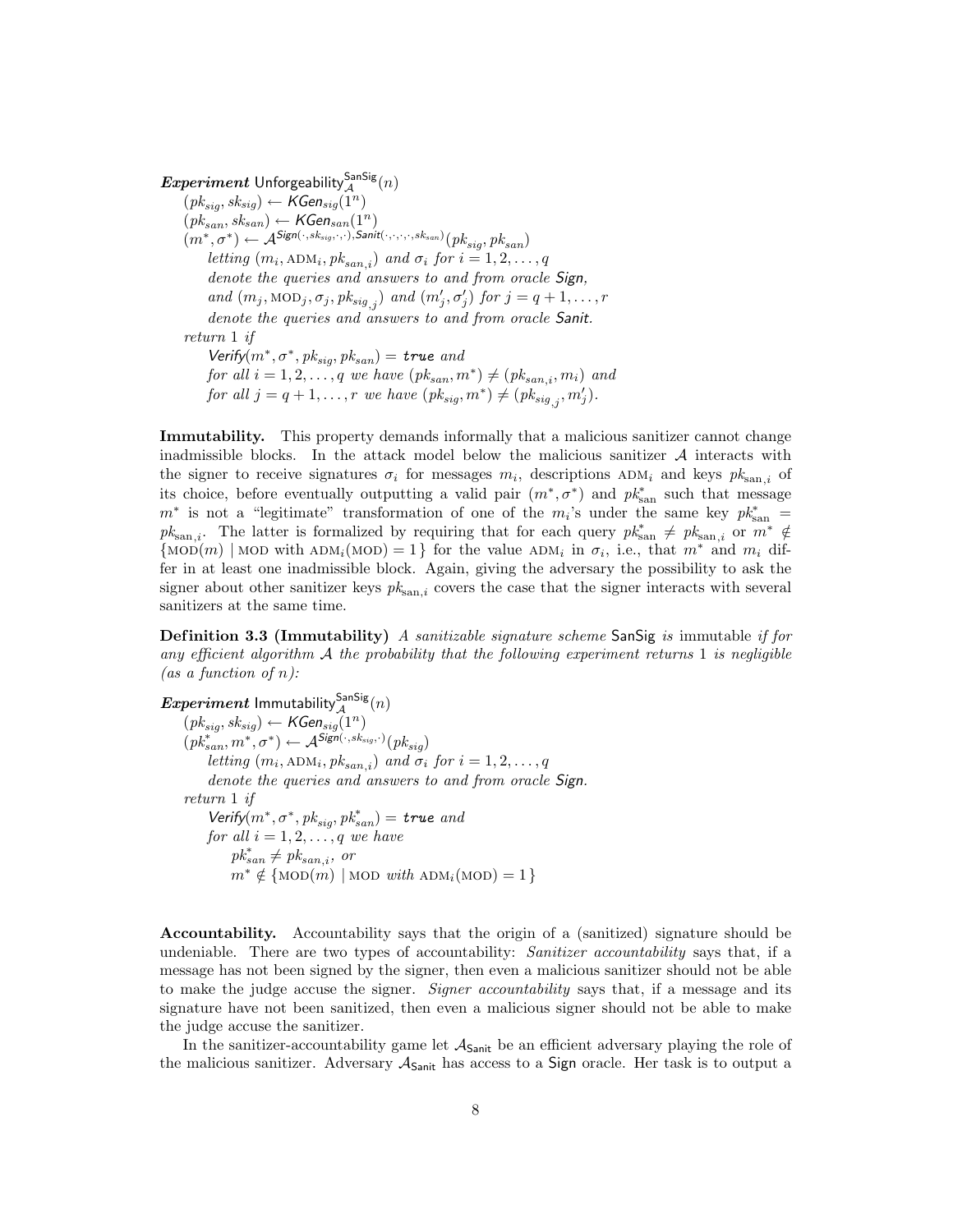***Experiment*** $\mathsf{Unforgeability}_{\mathcal{A}}^{\mathsf{SanSig}}(n)$

$(pk_{sig}, sk_{sig}) \leftarrow \mathit{KGen}_{sig}(1^n)$
$(pk_{san}, sk_{san}) \leftarrow \mathit{KGen}_{san}(1^n)$
$(m^*, \sigma^*) \leftarrow \mathcal{A}^{\mathit{Sign}(\cdot, sk_{sig}, \cdot, \cdot), \mathit{Sanit}(\cdot,\cdot,\cdot,\cdot, sk_{san})}(pk_{sig}, pk_{san})$
*letting* $(m_i, \text{ADM}_i, pk_{san,i})$ *and* $\sigma_i$ *for* $i = 1, 2, \ldots, q$
*denote the queries and answers to and from oracle* ***Sign****,*
*and* $(m_j, \text{MOD}_j, \sigma_j, pk_{sig,j})$ *and* $(m'_j, \sigma'_j)$ *for* $j = q+1, \ldots, r$
*denote the queries and answers to and from oracle* ***Sanit****.*
*return* 1 *if*
$\mathit{Verify}(m^*, \sigma^*, pk_{sig}, pk_{san}) = \mathtt{true}$ *and*
*for all* $i = 1, 2, \ldots, q$ *we have* $(pk_{san}, m^*) \neq (pk_{san,i}, m_i)$ *and*
*for all* $j = q+1, \ldots, r$ *we have* $(pk_{sig}, m^*) \neq (pk_{sig,j}, m'_j)$.

**Immutability.** This property demands informally that a malicious sanitizer cannot change inadmissible blocks. In the attack model below the malicious sanitizer $\mathcal{A}$ interacts with the signer to receive signatures $\sigma_i$ for messages $m_i$, descriptions $\text{ADM}_i$ and keys $pk_{\text{san},i}$ of its choice, before eventually outputting a valid pair $(m^*, \sigma^*)$ and $pk^*_{\text{san}}$ such that message $m^*$ is not a "legitimate" transformation of one of the $m_i$'s under the same key $pk^*_{\text{san}} = pk_{\text{san},i}$. The latter is formalized by requiring that for each query $pk^*_{\text{san}} \neq pk_{\text{san},i}$ or $m^* \notin \{\text{MOD}(m) \mid \text{MOD with } \text{ADM}_i(\text{MOD}) = 1\}$ for the value $\text{ADM}_i$ in $\sigma_i$, i.e., that $m^*$ and $m_i$ differ in at least one inadmissible block. Again, giving the adversary the possibility to ask the signer about other sanitizer keys $pk_{\text{san},i}$ covers the case that the signer interacts with several sanitizers at the same time.

**Definition 3.3 (Immutability)** *A sanitizable signature scheme* SanSig *is* immutable *if for any efficient algorithm* $\mathcal{A}$ *the probability that the following experiment returns* 1 *is negligible (as a function of* $n$*):*

***Experiment*** $\mathsf{Immutability}_{\mathcal{A}}^{\mathsf{SanSig}}(n)$

$(pk_{sig}, sk_{sig}) \leftarrow \mathit{KGen}_{sig}(1^n)$
$(pk^*_{san}, m^*, \sigma^*) \leftarrow \mathcal{A}^{\mathit{Sign}(\cdot, sk_{sig}, \cdot)}(pk_{sig})$
*letting* $(m_i, \text{ADM}_i, pk_{san,i})$ *and* $\sigma_i$ *for* $i = 1, 2, \ldots, q$
*denote the queries and answers to and from oracle* ***Sign****.*
*return* 1 *if*
$\mathit{Verify}(m^*, \sigma^*, pk_{sig}, pk^*_{san}) = \mathtt{true}$ *and*
*for all* $i = 1, 2, \ldots, q$ *we have*
$pk^*_{san} \neq pk_{san,i}$*, or*
$m^* \notin \{\text{MOD}(m) \mid \text{MOD } \textit{with } \text{ADM}_i(\text{MOD}) = 1\}$

**Accountability.** Accountability says that the origin of a (sanitized) signature should be undeniable. There are two types of accountability: *Sanitizer accountability* says that, if a message has not been signed by the signer, then even a malicious sanitizer should not be able to make the judge accuse the signer. *Signer accountability* says that, if a message and its signature have not been sanitized, then even a malicious signer should not be able to make the judge accuse the sanitizer.

In the sanitizer-accountability game let $\mathcal{A}_{\mathsf{Sanit}}$ be an efficient adversary playing the role of the malicious sanitizer. Adversary $\mathcal{A}_{\mathsf{Sanit}}$ has access to a $\mathsf{Sign}$ oracle. Her task is to output a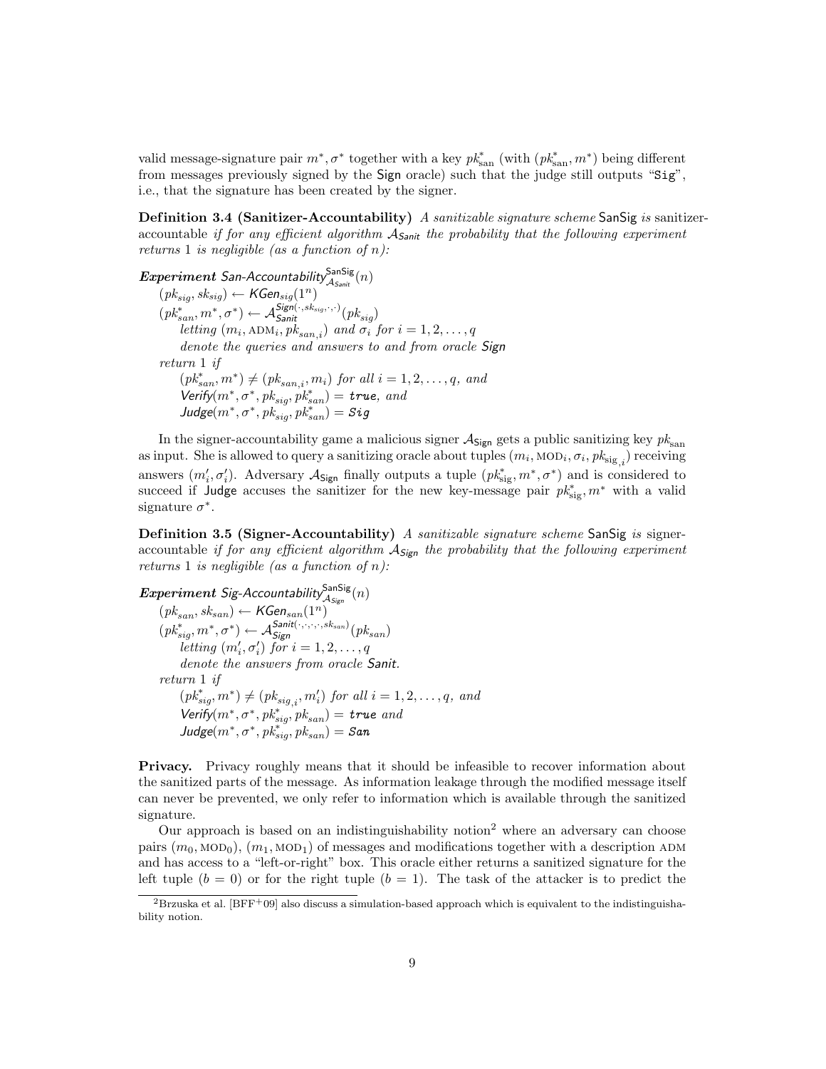valid message-signature pair $m^*, \sigma^*$ together with a key $pk^*_{\text{san}}$ (with $(pk^*_{\text{san}}, m^*)$ being different from messages previously signed by the Sign oracle) such that the judge still outputs "Sig", i.e., that the signature has been created by the signer.

**Definition 3.4 (Sanitizer-Accountability)** *A sanitizable signature scheme* SanSig *is* sanitizer-accountable *if for any efficient algorithm $\mathcal{A}_{\mathsf{Sanit}}$ the probability that the following experiment returns 1 is negligible (as a function of $n$):*

***Experiment*** *San-Accountability*$^{\mathsf{SanSig}}_{\mathcal{A}_{\mathsf{Sanit}}}(n)$
$(pk_{sig}, sk_{sig}) \leftarrow \mathsf{KGen}_{sig}(1^n)$
$(pk^*_{san}, m^*, \sigma^*) \leftarrow \mathcal{A}_{\mathsf{Sanit}}^{\mathsf{Sign}(\cdot, sk_{sig}, \cdot, \cdot)}(pk_{sig})$
*letting $(m_i, \text{ADM}_i, pk_{san,i})$ and $\sigma_i$ for $i = 1, 2, \ldots, q$*
*denote the queries and answers to and from oracle Sign*
*return 1 if*
$(pk^*_{san}, m^*) \neq (pk_{san,i}, m_i)$ *for all $i = 1, 2, \ldots, q$, and*
$\mathsf{Verify}(m^*, \sigma^*, pk_{sig}, pk^*_{san}) = \texttt{true}$*, and*
$\mathsf{Judge}(m^*, \sigma^*, pk_{sig}, pk^*_{san}) = \texttt{Sig}$

In the signer-accountability game a malicious signer $\mathcal{A}_{\mathsf{Sign}}$ gets a public sanitizing key $pk_{\text{san}}$ as input. She is allowed to query a sanitizing oracle about tuples $(m_i, \text{MOD}_i, \sigma_i, pk_{\text{sig},i})$ receiving answers $(m'_i, \sigma'_i)$. Adversary $\mathcal{A}_{\mathsf{Sign}}$ finally outputs a tuple $(pk^*_{\text{sig}}, m^*, \sigma^*)$ and is considered to succeed if Judge accuses the sanitizer for the new key-message pair $pk^*_{\text{sig}}, m^*$ with a valid signature $\sigma^*$.

**Definition 3.5 (Signer-Accountability)** *A sanitizable signature scheme* SanSig *is* signer-accountable *if for any efficient algorithm $\mathcal{A}_{\mathsf{Sign}}$ the probability that the following experiment returns 1 is negligible (as a function of $n$):*

***Experiment*** *Sig-Accountability*$^{\mathsf{SanSig}}_{\mathcal{A}_{\mathsf{Sign}}}(n)$
$(pk_{san}, sk_{san}) \leftarrow \mathsf{KGen}_{san}(1^n)$
$(pk^*_{sig}, m^*, \sigma^*) \leftarrow \mathcal{A}_{\mathsf{Sign}}^{\mathsf{Sanit}(\cdot, \cdot, \cdot, \cdot, sk_{san})}(pk_{san})$
*letting $(m'_i, \sigma'_i)$ for $i = 1, 2, \ldots, q$*
*denote the answers from oracle Sanit.*
*return 1 if*
$(pk^*_{sig}, m^*) \neq (pk_{sig,i}, m'_i)$ *for all $i = 1, 2, \ldots, q$, and*
$\mathsf{Verify}(m^*, \sigma^*, pk^*_{sig}, pk_{san}) = \texttt{true}$ *and*
$\mathsf{Judge}(m^*, \sigma^*, pk^*_{sig}, pk_{san}) = \texttt{San}$

**Privacy.** Privacy roughly means that it should be infeasible to recover information about the sanitized parts of the message. As information leakage through the modified message itself can never be prevented, we only refer to information which is available through the sanitized signature.

Our approach is based on an indistinguishability notion[2] where an adversary can choose pairs $(m_0, \text{MOD}_0)$, $(m_1, \text{MOD}_1)$ of messages and modifications together with a description ADM and has access to a "left-or-right" box. This oracle either returns a sanitized signature for the left tuple ($b = 0$) or for the right tuple ($b = 1$). The task of the attacker is to predict the

[2] Brzuska et al. [BFF+09] also discuss a simulation-based approach which is equivalent to the indistinguishability notion.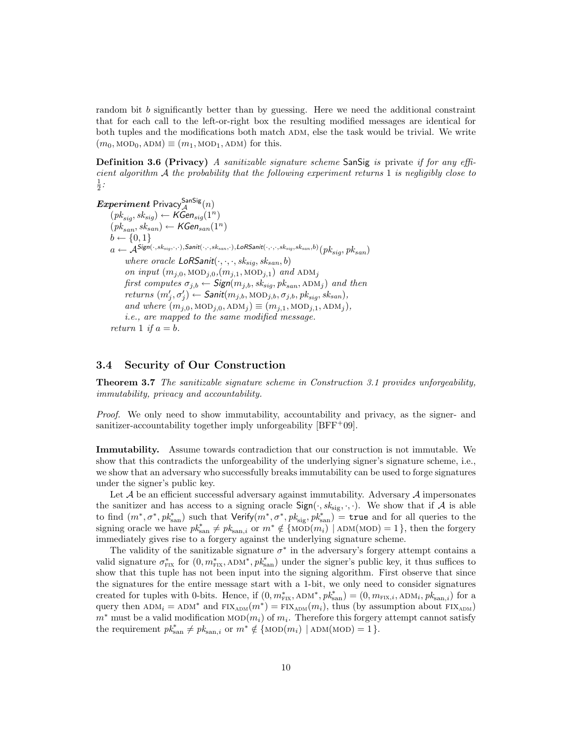random bit $b$ significantly better than by guessing. Here we need the additional constraint that for each call to the left-or-right box the resulting modified messages are identical for both tuples and the modifications both match ADM, else the task would be trivial. We write $(m_0, \text{MOD}_0, \text{ADM}) \equiv (m_1, \text{MOD}_1, \text{ADM})$ for this.

**Definition 3.6 (Privacy)** *A sanitizable signature scheme* SanSig *is* private *if for any efficient algorithm $\mathcal{A}$ the probability that the following experiment returns 1 is negligibly close to $\frac{1}{2}$:*

***Experiment*** $\mathsf{Privacy}_{\mathcal{A}}^{\mathsf{SanSig}}(n)$
  $(pk_{sig}, sk_{sig}) \leftarrow \mathit{KGen}_{sig}(1^n)$
  $(pk_{san}, sk_{san}) \leftarrow \mathit{KGen}_{san}(1^n)$
  $b \leftarrow \{0, 1\}$
  $a \leftarrow \mathcal{A}^{\mathit{Sign}(\cdot, sk_{sig}, \cdot, \cdot), \mathit{Sanit}(\cdot, \cdot, sk_{san}, \cdot), \mathit{LoRSanit}(\cdot, \cdot, \cdot, sk_{sig}, sk_{san}, b)}(pk_{sig}, pk_{san})$
    *where oracle* $\mathit{LoRSanit}(\cdot, \cdot, \cdot, sk_{sig}, sk_{san}, b)$
    *on input* $(m_{j,0}, \text{MOD}_{j,0}, (m_{j,1}, \text{MOD}_{j,1})$ *and* $\text{ADM}_j$
    *first computes* $\sigma_{j,b} \leftarrow \mathit{Sign}(m_{j,b}, sk_{sig}, pk_{san}, \text{ADM}_j)$ *and then*
    *returns* $(m'_j, \sigma'_j) \leftarrow \mathit{Sanit}(m_{j,b}, \text{MOD}_{j,b}, \sigma_{j,b}, pk_{sig}, sk_{san})$,
    *and where* $(m_{j,0}, \text{MOD}_{j,0}, \text{ADM}_j) \equiv (m_{j,1}, \text{MOD}_{j,1}, \text{ADM}_j)$,
    *i.e., are mapped to the same modified message.*
  *return* 1 *if* $a = b$.

## 3.4 Security of Our Construction

**Theorem 3.7** *The sanitizable signature scheme in Construction 3.1 provides unforgeability, immutability, privacy and accountability.*

*Proof.* We only need to show immutability, accountability and privacy, as the signer- and sanitizer-accountability together imply unforgeability [BFF+09].

**Immutability.** Assume towards contradiction that our construction is not immutable. We show that this contradicts the unforgeability of the underlying signer's signature scheme, i.e., we show that an adversary who successfully breaks immutability can be used to forge signatures under the signer's public key.

Let $\mathcal{A}$ be an efficient successful adversary against immutability. Adversary $\mathcal{A}$ impersonates the sanitizer and has access to a signing oracle $\mathsf{Sign}(\cdot, sk_{\text{sig}}, \cdot, \cdot)$. We show that if $\mathcal{A}$ is able to find $(m^*, \sigma^*, pk^*_{\text{san}})$ such that $\mathsf{Verify}(m^*, \sigma^*, pk_{\text{sig}}, pk^*_{\text{san}}) = \texttt{true}$ and for all queries to the signing oracle we have $pk^*_{\text{san}} \neq pk_{\text{san},i}$ or $m^* \notin \{\text{MOD}(m_i) \mid \text{ADM}(\text{MOD}) = 1\}$, then the forgery immediately gives rise to a forgery against the underlying signature scheme.

The validity of the sanitizable signature $\sigma^*$ in the adversary's forgery attempt contains a valid signature $\sigma^*_{\text{FIX}}$ for $(0, m^*_{\text{FIX}}, \text{ADM}^*, pk^*_{\text{san}})$ under the signer's public key, it thus suffices to show that this tuple has not been input into the signing algorithm. First observe that since the signatures for the entire message start with a 1-bit, we only need to consider signatures created for tuples with 0-bits. Hence, if $(0, m^*_{\text{FIX}}, \text{ADM}^*, pk^*_{\text{san}}) = (0, m_{\text{FIX},i}, \text{ADM}_i, pk_{\text{san},i})$ for a query then $\text{ADM}_i = \text{ADM}^*$ and $\text{FIX}_{\text{ADM}}(m^*) = \text{FIX}_{\text{ADM}}(m_i)$, thus (by assumption about $\text{FIX}_{\text{ADM}}$) $m^*$ must be a valid modification $\text{MOD}(m_i)$ of $m_i$. Therefore this forgery attempt cannot satisfy the requirement $pk^*_{\text{san}} \neq pk_{\text{san},i}$ or $m^* \notin \{\text{MOD}(m_i) \mid \text{ADM}(\text{MOD}) = 1\}$.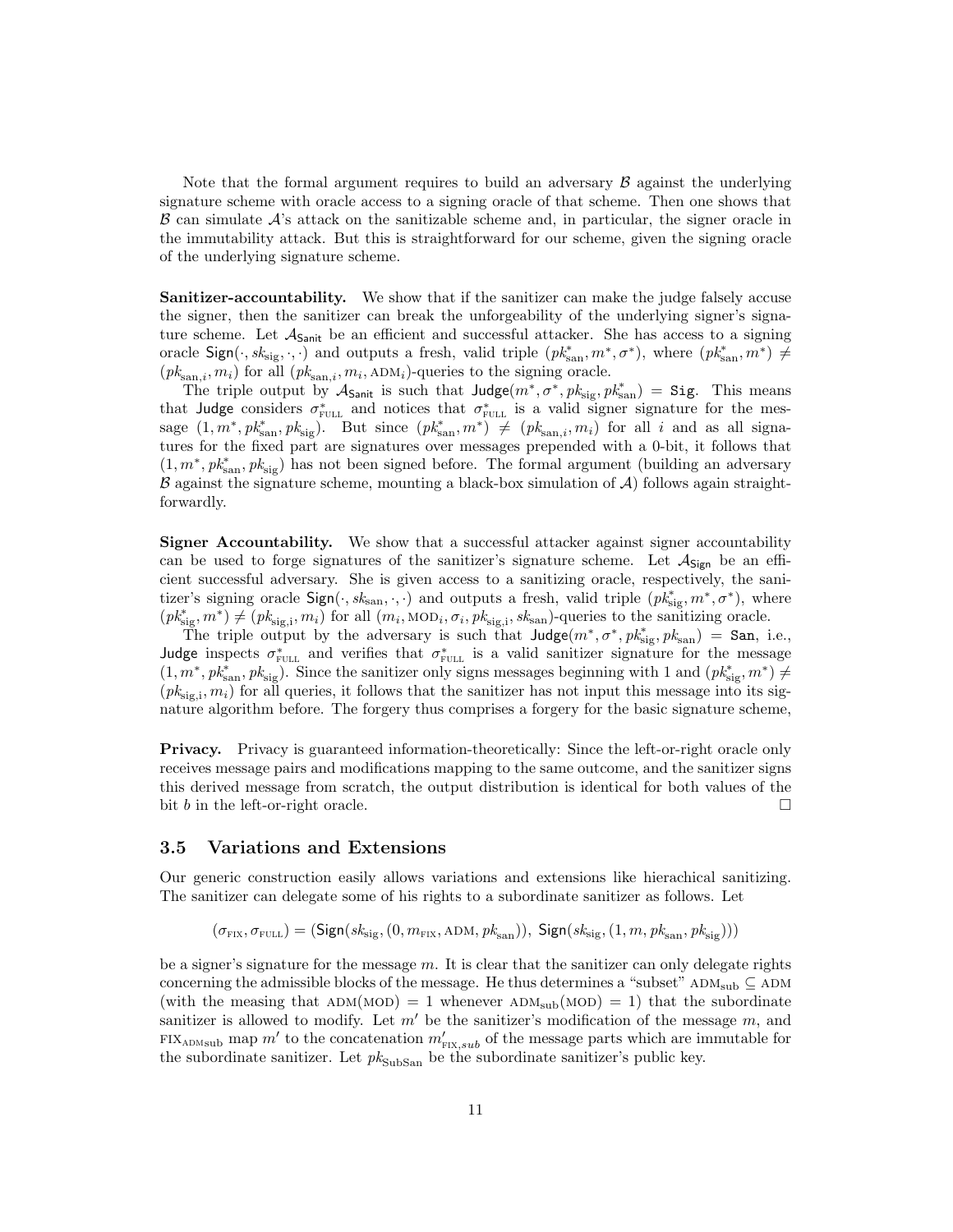Note that the formal argument requires to build an adversary $\mathcal{B}$ against the underlying signature scheme with oracle access to a signing oracle of that scheme. Then one shows that $\mathcal{B}$ can simulate $\mathcal{A}$'s attack on the sanitizable scheme and, in particular, the signer oracle in the immutability attack. But this is straightforward for our scheme, given the signing oracle of the underlying signature scheme.

**Sanitizer-accountability.** We show that if the sanitizer can make the judge falsely accuse the signer, then the sanitizer can break the unforgeability of the underlying signer's signature scheme. Let $\mathcal{A}_{\mathsf{Sanit}}$ be an efficient and successful attacker. She has access to a signing oracle $\mathsf{Sign}(\cdot, sk_{\text{sig}}, \cdot, \cdot)$ and outputs a fresh, valid triple $(pk^*_{\text{san}}, m^*, \sigma^*)$, where $(pk^*_{\text{san}}, m^*) \neq (pk_{\text{san},i}, m_i)$ for all $(pk_{\text{san},i}, m_i, \text{ADM}_i)$-queries to the signing oracle.

The triple output by $\mathcal{A}_{\mathsf{Sanit}}$ is such that $\mathsf{Judge}(m^*, \sigma^*, pk_{\text{sig}}, pk^*_{\text{san}}) = \mathtt{Sig}$. This means that $\mathsf{Judge}$ considers $\sigma^*_{\text{FULL}}$ and notices that $\sigma^*_{\text{FULL}}$ is a valid signer signature for the message $(1, m^*, pk^*_{\text{san}}, pk_{\text{sig}})$. But since $(pk^*_{\text{san}}, m^*) \neq (pk_{\text{san},i}, m_i)$ for all $i$ and as all signatures for the fixed part are signatures over messages prepended with a 0-bit, it follows that $(1, m^*, pk^*_{\text{san}}, pk_{\text{sig}})$ has not been signed before. The formal argument (building an adversary $\mathcal{B}$ against the signature scheme, mounting a black-box simulation of $\mathcal{A}$) follows again straightforwardly.

**Signer Accountability.** We show that a successful attacker against signer accountability can be used to forge signatures of the sanitizer's signature scheme. Let $\mathcal{A}_{\mathsf{Sign}}$ be an efficient successful adversary. She is given access to a sanitizing oracle, respectively, the sanitizer's signing oracle $\mathsf{Sign}(\cdot, sk_{\text{san}}, \cdot, \cdot)$ and outputs a fresh, valid triple $(pk^*_{\text{sig}}, m^*, \sigma^*)$, where $(pk^*_{\text{sig}}, m^*) \neq (pk_{\text{sig,i}}, m_i)$ for all $(m_i, \text{MOD}_i, \sigma_i, pk_{\text{sig,i}}, sk_{\text{san}})$-queries to the sanitizing oracle.

The triple output by the adversary is such that $\mathsf{Judge}(m^*, \sigma^*, pk^*_{\text{sig}}, pk_{\text{san}}) = \mathtt{San}$, i.e., $\mathsf{Judge}$ inspects $\sigma^*_{\text{FULL}}$ and verifies that $\sigma^*_{\text{FULL}}$ is a valid sanitizer signature for the message $(1, m^*, pk^*_{\text{san}}, pk_{\text{sig}})$. Since the sanitizer only signs messages beginning with 1 and $(pk^*_{\text{sig}}, m^*) \neq (pk_{\text{sig,i}}, m_i)$ for all queries, it follows that the sanitizer has not input this message into its signature algorithm before. The forgery thus comprises a forgery for the basic signature scheme,

**Privacy.** Privacy is guaranteed information-theoretically: Since the left-or-right oracle only receives message pairs and modifications mapping to the same outcome, and the sanitizer signs this derived message from scratch, the output distribution is identical for both values of the bit $b$ in the left-or-right oracle. □

### 3.5 Variations and Extensions

Our generic construction easily allows variations and extensions like hierachical sanitizing. The sanitizer can delegate some of his rights to a subordinate sanitizer as follows. Let

$$(\sigma_{\text{FIX}}, \sigma_{\text{FULL}}) = (\mathsf{Sign}(sk_{\text{sig}}, (0, m_{\text{FIX}}, \text{ADM}, pk_{\text{san}})),\ \mathsf{Sign}(sk_{\text{sig}}, (1, m, pk_{\text{san}}, pk_{\text{sig}})))$$

be a signer's signature for the message $m$. It is clear that the sanitizer can only delegate rights concerning the admissible blocks of the message. He thus determines a "subset" $\text{ADM}_{\text{sub}} \subseteq \text{ADM}$ (with the measing that $\text{ADM}(\text{MOD}) = 1$ whenever $\text{ADM}_{\text{sub}}(\text{MOD}) = 1$) that the subordinate sanitizer is allowed to modify. Let $m'$ be the sanitizer's modification of the message $m$, and $\text{FIX}_{\text{ADMsub}}$ map $m'$ to the concatenation $m'_{\text{FIX},sub}$ of the message parts which are immutable for the subordinate sanitizer. Let $pk_{\text{SubSan}}$ be the subordinate sanitizer's public key.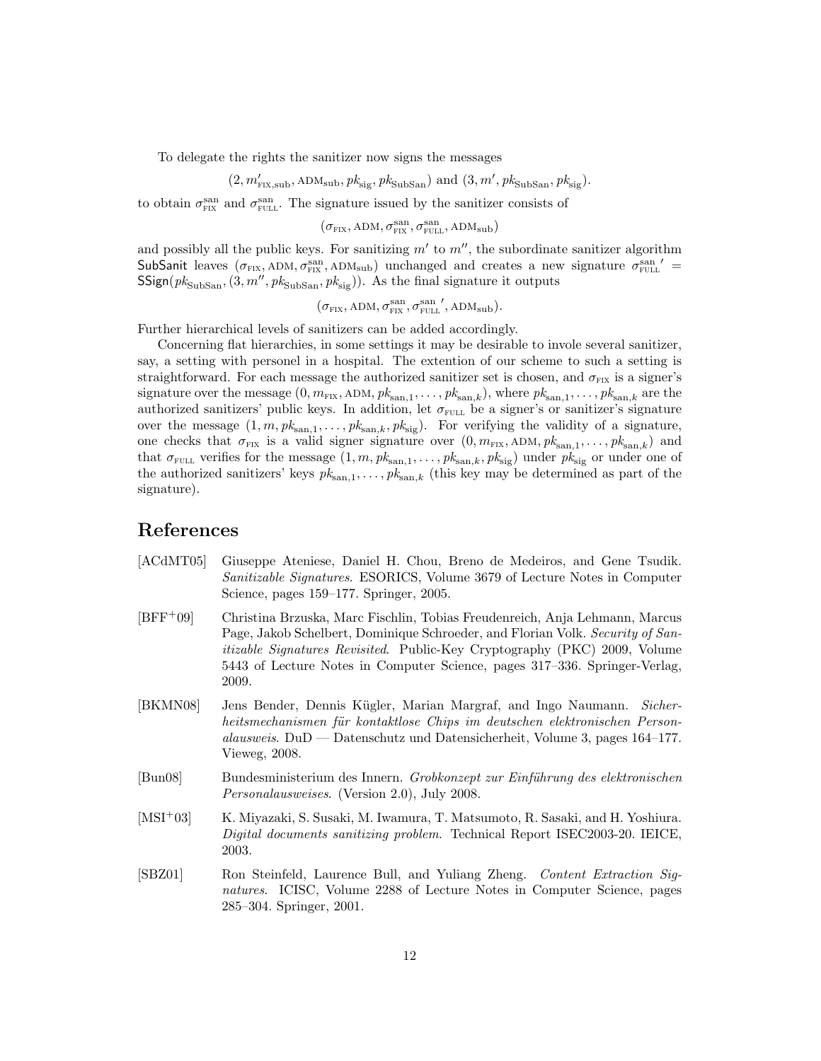To delegate the rights the sanitizer now signs the messages

$$(2, m'_{\text{FIX,sub}}, \text{ADM}_{\text{sub}}, pk_{\text{sig}}, pk_{\text{SubSan}}) \text{ and } (3, m', pk_{\text{SubSan}}, pk_{\text{sig}}).$$

to obtain $\sigma^{\text{san}}_{\text{FIX}}$ and $\sigma^{\text{san}}_{\text{FULL}}$. The signature issued by the sanitizer consists of

$$(\sigma_{\text{FIX}}, \text{ADM}, \sigma^{\text{san}}_{\text{FIX}}, \sigma^{\text{san}}_{\text{FULL}}, \text{ADM}_{\text{sub}})$$

and possibly all the public keys. For sanitizing $m'$ to $m''$, the subordinate sanitizer algorithm $\mathsf{SubSanit}$ leaves $(\sigma_{\text{FIX}}, \text{ADM}, \sigma^{\text{san}}_{\text{FIX}}, \text{ADM}_{\text{sub}})$ unchanged and creates a new signature $\sigma^{\text{san}}_{\text{FULL}}{}' = \mathsf{SSign}(pk_{\text{SubSan}}, (3, m'', pk_{\text{SubSan}}, pk_{\text{sig}}))$. As the final signature it outputs

$$(\sigma_{\text{FIX}}, \text{ADM}, \sigma^{\text{san}}_{\text{FIX}}, \sigma^{\text{san}}_{\text{FULL}}{}', \text{ADM}_{\text{sub}}).$$

Further hierarchical levels of sanitizers can be added accordingly.

Concerning flat hierarchies, in some settings it may be desirable to invole several sanitizer, say, a setting with personel in a hospital. The extention of our scheme to such a setting is straightforward. For each message the authorized sanitizer set is chosen, and $\sigma_{\text{FIX}}$ is a signer's signature over the message $(0, m_{\text{FIX}}, \text{ADM}, pk_{\text{san},1}, \ldots, pk_{\text{san},k})$, where $pk_{\text{san},1}, \ldots, pk_{\text{san},k}$ are the authorized sanitizers' public keys. In addition, let $\sigma_{\text{FULL}}$ be a signer's or sanitizer's signature over the message $(1, m, pk_{\text{san},1}, \ldots, pk_{\text{san},k}, pk_{\text{sig}})$. For verifying the validity of a signature, one checks that $\sigma_{\text{FIX}}$ is a valid signer signature over $(0, m_{\text{FIX}}, \text{ADM}, pk_{\text{san},1}, \ldots, pk_{\text{san},k})$ and that $\sigma_{\text{FULL}}$ verifies for the message $(1, m, pk_{\text{san},1}, \ldots, pk_{\text{san},k}, pk_{\text{sig}})$ under $pk_{\text{sig}}$ or under one of the authorized sanitizers' keys $pk_{\text{san},1}, \ldots, pk_{\text{san},k}$ (this key may be determined as part of the signature).

# References

[ACdMT05] Giuseppe Ateniese, Daniel H. Chou, Breno de Medeiros, and Gene Tsudik. *Sanitizable Signatures*. ESORICS, Volume 3679 of Lecture Notes in Computer Science, pages 159–177. Springer, 2005.

[BFF+09] Christina Brzuska, Marc Fischlin, Tobias Freudenreich, Anja Lehmann, Marcus Page, Jakob Schelbert, Dominique Schroeder, and Florian Volk. *Security of Sanitizable Signatures Revisited*. Public-Key Cryptography (PKC) 2009, Volume 5443 of Lecture Notes in Computer Science, pages 317–336. Springer-Verlag, 2009.

[BKMN08] Jens Bender, Dennis Kügler, Marian Margraf, and Ingo Naumann. *Sicherheitsmechanismen für kontaktlose Chips im deutschen elektronischen Personalausweis*. DuD — Datenschutz und Datensicherheit, Volume 3, pages 164–177. Vieweg, 2008.

[Bun08] Bundesministerium des Innern. *Grobkonzept zur Einführung des elektronischen Personalausweises*. (Version 2.0), July 2008.

[MSI+03] K. Miyazaki, S. Susaki, M. Iwamura, T. Matsumoto, R. Sasaki, and H. Yoshiura. *Digital documents sanitizing problem*. Technical Report ISEC2003-20. IEICE, 2003.

[SBZ01] Ron Steinfeld, Laurence Bull, and Yuliang Zheng. *Content Extraction Signatures*. ICISC, Volume 2288 of Lecture Notes in Computer Science, pages 285–304. Springer, 2001.